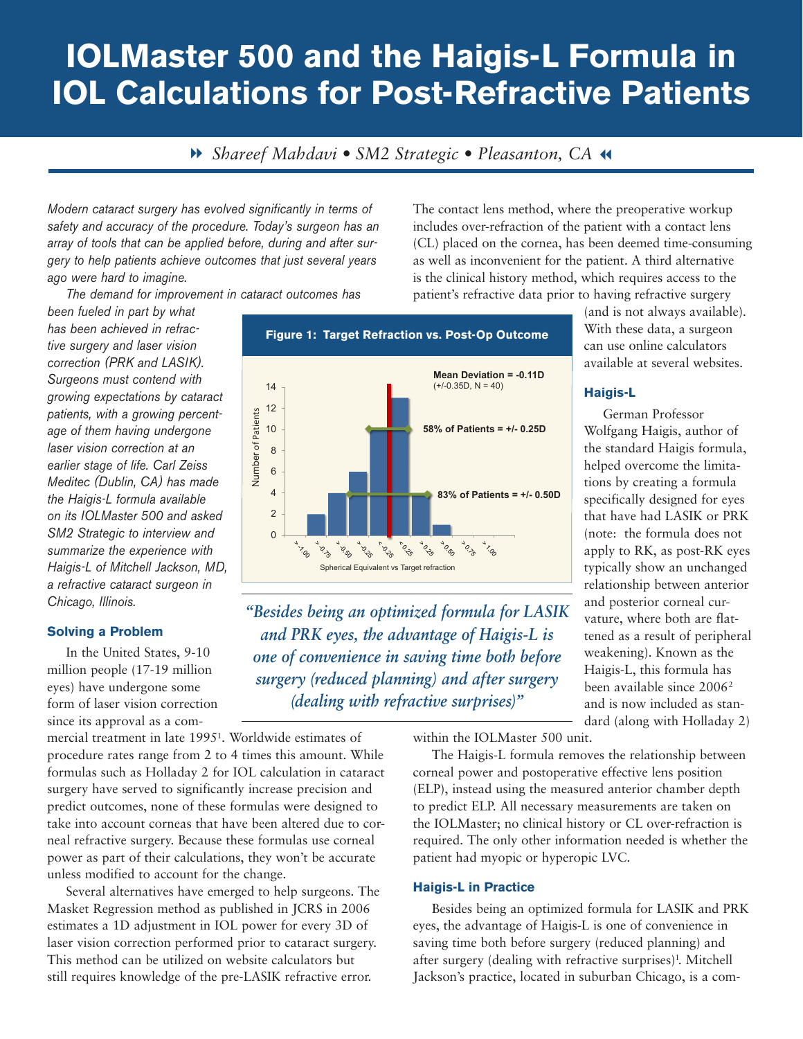# IOLMaster 500 and the Haigis-L Formula in IOL Calculations for Post-Refractive Patients

*Shareef Mahdavi • SM2 Strategic • Pleasanton, CA*

*Modern cataract surgery has evolved significantly in terms of safety and accuracy of the procedure. Today's surgeon has an array of tools that can be applied before, during and after surgery to help patients achieve outcomes that just several years ago were hard to imagine.*

*The demand for improvement in cataract outcomes has been fueled in part by what has been achieved in refractive surgery and laser vision correction (PRK and LASIK). Surgeons must contend with growing expectations by cataract patients, with a growing percentage of them having undergone laser vision correction at an earlier stage of life. Carl Zeiss Meditec (Dublin, CA) has made the Haigis-L formula available on its IOLMaster 500 and asked SM2 Strategic to interview and summarize the experience with Haigis-L of Mitchell Jackson, MD, a refractive cataract surgeon in Chicago, Illinois.*

### Solving a Problem

In the United States, 9-10 million people (17-19 million eyes) have undergone some form of laser vision correction since its approval as a commercial treatment in late 1995[1]. Worldwide estimates of procedure rates range from 2 to 4 times this amount. While formulas such as Holladay 2 for IOL calculation in cataract surgery have served to significantly increase precision and predict outcomes, none of these formulas were designed to take into account corneas that have been altered due to corneal refractive surgery. Because these formulas use corneal power as part of their calculations, they won't be accurate unless modified to account for the change.

Several alternatives have emerged to help surgeons. The Masket Regression method as published in JCRS in 2006 estimates a 1D adjustment in IOL power for every 3D of laser vision correction performed prior to cataract surgery. This method can be utilized on website calculators but still requires knowledge of the pre-LASIK refractive error.

**Figure 1: Target Refraction vs. Post-Op Outcome**

Mean Deviation = -0.11D (+/-0.35D, N = 40)

58% of Patients = +/- 0.25D

83% of Patients = +/- 0.50D

*"Besides being an optimized formula for LASIK and PRK eyes, the advantage of Haigis-L is one of convenience in saving time both before surgery (reduced planning) and after surgery (dealing with refractive surprises)"*

The contact lens method, where the preoperative workup includes over-refraction of the patient with a contact lens (CL) placed on the cornea, has been deemed time-consuming as well as inconvenient for the patient. A third alternative is the clinical history method, which requires access to the patient's refractive data prior to having refractive surgery (and is not always available). With these data, a surgeon can use online calculators available at several websites.

### Haigis-L

German Professor Wolfgang Haigis, author of the standard Haigis formula, helped overcome the limitations by creating a formula specifically designed for eyes that have had LASIK or PRK (note: the formula does not apply to RK, as post-RK eyes typically show an unchanged relationship between anterior and posterior corneal curvature, where both are flattened as a result of peripheral weakening). Known as the Haigis-L, this formula has been available since 2006[2] and is now included as standard (along with Holladay 2) within the IOLMaster 500 unit.

The Haigis-L formula removes the relationship between corneal power and postoperative effective lens position (ELP), instead using the measured anterior chamber depth to predict ELP. All necessary measurements are taken on the IOLMaster; no clinical history or CL over-refraction is required. The only other information needed is whether the patient had myopic or hyperopic LVC.

### Haigis-L in Practice

Besides being an optimized formula for LASIK and PRK eyes, the advantage of Haigis-L is one of convenience in saving time both before surgery (reduced planning) and after surgery (dealing with refractive surprises)[1]. Mitchell Jackson's practice, located in suburban Chicago, is a com-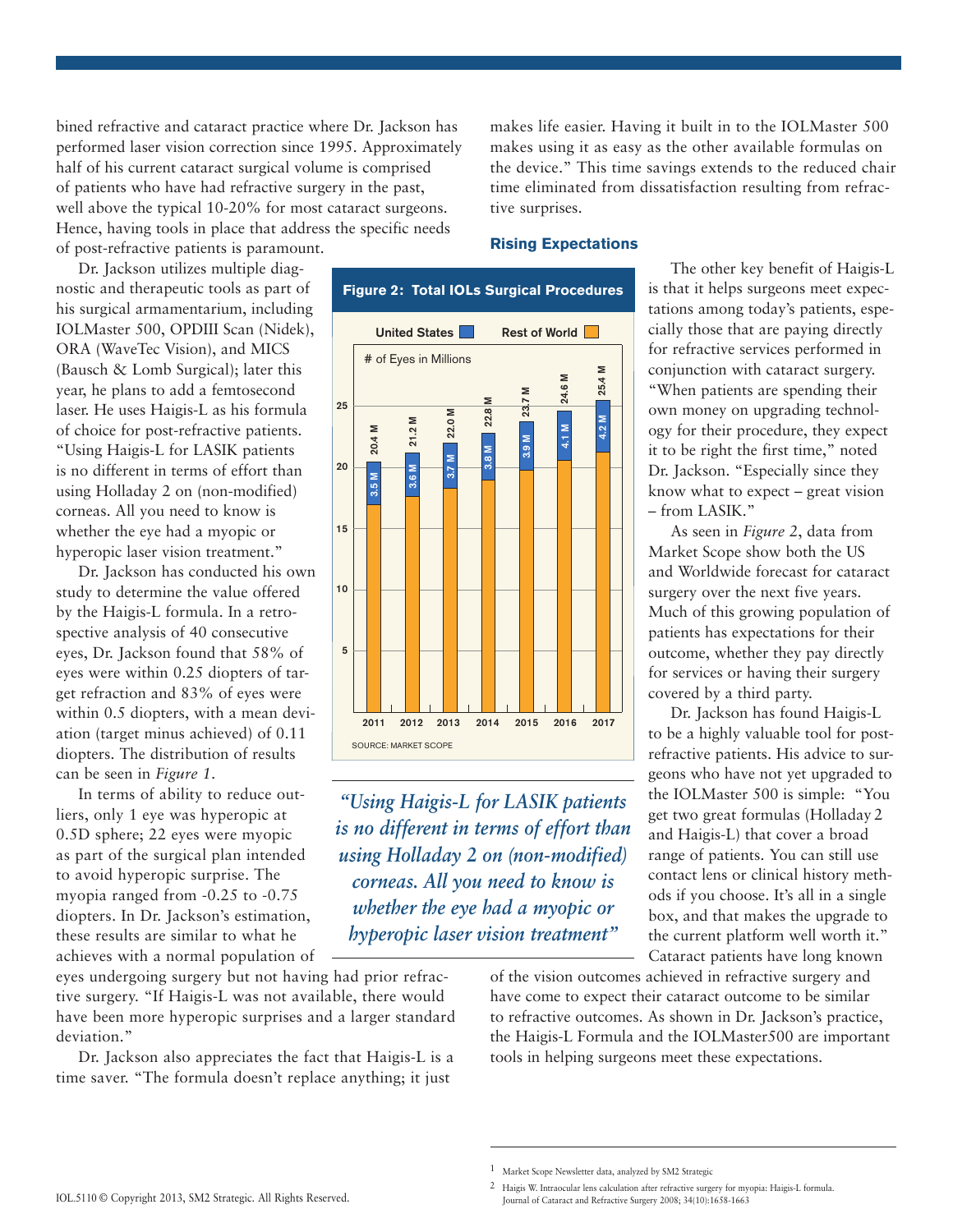bined refractive and cataract practice where Dr. Jackson has performed laser vision correction since 1995. Approximately half of his current cataract surgical volume is comprised of patients who have had refractive surgery in the past, well above the typical 10-20% for most cataract surgeons. Hence, having tools in place that address the specific needs of post-refractive patients is paramount.

Dr. Jackson utilizes multiple diagnostic and therapeutic tools as part of his surgical armamentarium, including IOLMaster 500, OPDIII Scan (Nidek), ORA (WaveTec Vision), and MICS (Bausch & Lomb Surgical); later this year, he plans to add a femtosecond laser. He uses Haigis-L as his formula of choice for post-refractive patients. "Using Haigis-L for LASIK patients is no different in terms of effort than using Holladay 2 on (non-modified) corneas. All you need to know is whether the eye had a myopic or hyperopic laser vision treatment."

Dr. Jackson has conducted his own study to determine the value offered by the Haigis-L formula. In a retrospective analysis of 40 consecutive eyes, Dr. Jackson found that 58% of eyes were within 0.25 diopters of target refraction and 83% of eyes were within 0.5 diopters, with a mean deviation (target minus achieved) of 0.11 diopters. The distribution of results can be seen in *Figure 1*.

In terms of ability to reduce outliers, only 1 eye was hyperopic at 0.5D sphere; 22 eyes were myopic as part of the surgical plan intended to avoid hyperopic surprise. The myopia ranged from -0.25 to -0.75 diopters. In Dr. Jackson's estimation, these results are similar to what he achieves with a normal population of eyes undergoing surgery but not having had prior refractive surgery. "If Haigis-L was not available, there would have been more hyperopic surprises and a larger standard deviation."

Dr. Jackson also appreciates the fact that Haigis-L is a time saver. "The formula doesn't replace anything; it just makes life easier. Having it built in to the IOLMaster 500 makes using it as easy as the other available formulas on the device." This time savings extends to the reduced chair time eliminated from dissatisfaction resulting from refractive surprises.

**Figure 2: Total IOLs Surgical Procedures**

United States | Rest of World

\# of Eyes in Millions

25
20
15
10
5

2011: 20.4 M, 3.5 M
2012: 21.2 M, 3.6 M
2013: 22.0 M, 3.7 M
2014: 22.8 M, 3.8 M
2015: 23.7 M, 3.9 M
2016: 24.6 M, 4.1 M
2017: 25.4 M, 4.2 M

SOURCE: MARKET SCOPE

> *"Using Haigis-L for LASIK patients is no different in terms of effort than using Holladay 2 on (non-modified) corneas. All you need to know is whether the eye had a myopic or hyperopic laser vision treatment"*

### Rising Expectations

The other key benefit of Haigis-L is that it helps surgeons meet expectations among today's patients, especially those that are paying directly for refractive services performed in conjunction with cataract surgery. "When patients are spending their own money on upgrading technology for their procedure, they expect it to be right the first time," noted Dr. Jackson. "Especially since they know what to expect – great vision – from LASIK."

As seen in *Figure 2*, data from Market Scope show both the US and Worldwide forecast for cataract surgery over the next five years. Much of this growing population of patients has expectations for their outcome, whether they pay directly for services or having their surgery covered by a third party.

Dr. Jackson has found Haigis-L to be a highly valuable tool for post-refractive patients. His advice to surgeons who have not yet upgraded to the IOLMaster 500 is simple: "You get two great formulas (Holladay 2 and Haigis-L) that cover a broad range of patients. You can still use contact lens or clinical history methods if you choose. It's all in a single box, and that makes the upgrade to the current platform well worth it."

Cataract patients have long known of the vision outcomes achieved in refractive surgery and have come to expect their cataract outcome to be similar to refractive outcomes. As shown in Dr. Jackson's practice, the Haigis-L Formula and the IOLMaster500 are important tools in helping surgeons meet these expectations.

---

[1] Market Scope Newsletter data, analyzed by SM2 Strategic

[2] Haigis W. Intraocular lens calculation after refractive surgery for myopia: Haigis-L formula. Journal of Cataract and Refractive Surgery 2008; 34(10):1658-1663

IOL.5110 © Copyright 2013, SM2 Strategic. All Rights Reserved.